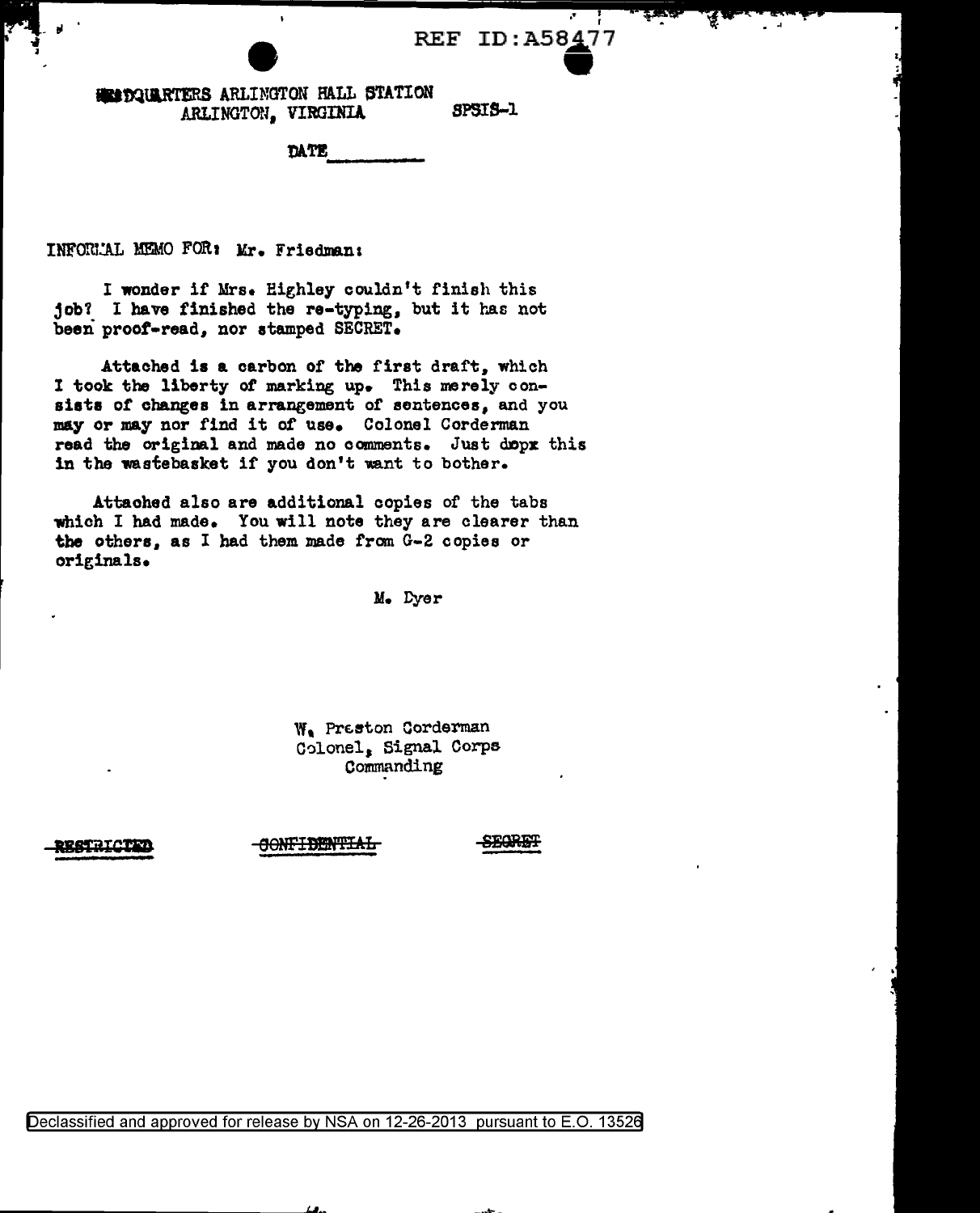HEADQUARTERS ARLINGTON HALL STATION
ARLINGTON, VIRGINIA SPSIS-1

DATE\_\_\_\_\_\_\_\_\_\_

INFORMAL MEMO FOR: Mr. Friedman:

I wonder if Mrs. Highley couldn't finish this job? I have finished the re-typing, but it has not been proof-read, nor stamped SECRET.

Attached is a carbon of the first draft, which I took the liberty of marking up. This merely consists of changes in arrangement of sentences, and you may or may nor find it of use. Colonel Corderman read the original and made no comments. Just dopx this in the wastebasket if you don't want to bother.

Attached also are additional copies of the tabs which I had made. You will note they are clearer than the others, as I had them made from G-2 copies or originals.

M. Dyer

W. Preston Corderman
Colonel, Signal Corps
Commanding

~~RESTRICTED~~ ~~CONFIDENTIAL~~ ~~SECRET~~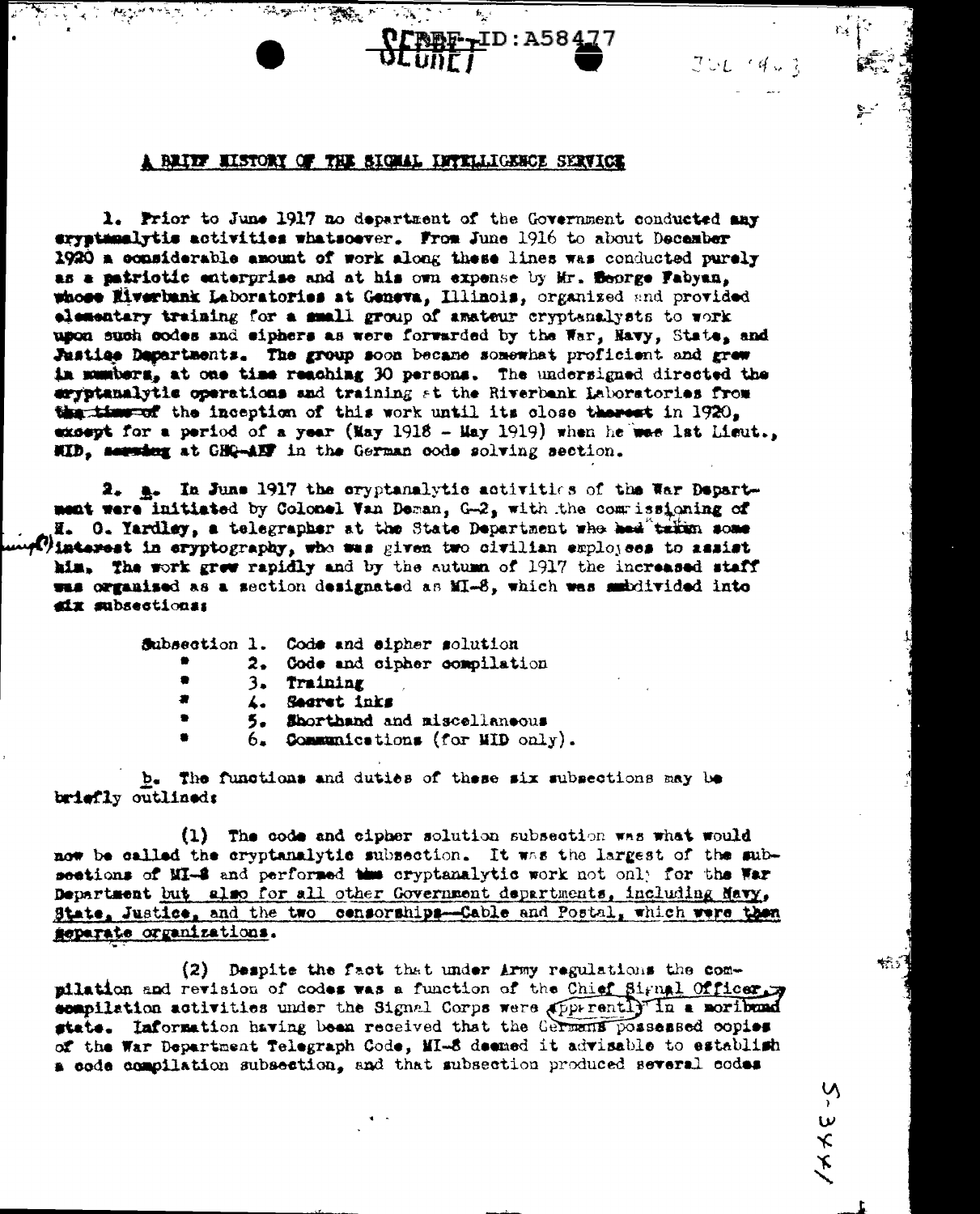SECRET

REF ID:A58477

# A BRIEF HISTORY OF THE SIGNAL INTELLIGENCE SERVICE

1. Prior to June 1917 no department of the Government conducted any cryptanalytic activities whatsoever. From June 1916 to about December 1920 a considerable amount of work along these lines was conducted purely as a patriotic enterprise and at his own expense by Mr. George Fabyan, whose Riverbank Laboratories at Geneva, Illinois, organized and provided elementary training for a small group of amateur cryptanalysts to work upon such codes and ciphers as were forwarded by the War, Navy, State, and Justice Departments. The group soon became somewhat proficient and grew in numbers, at one time reaching 30 persons. The undersigned directed the cryptanalytic operations and training at the Riverbank Laboratories from the time of the inception of this work until its close thereof in 1920, except for a period of a year (May 1918 - May 1919) when he was 1st Lieut., MID, serving at GHQ-AEF in the German code solving section.

2. a. In June 1917 the cryptanalytic activities of the War Department were initiated by Colonel Van Deman, G-2, with the commissioning of H. O. Yardley, a telegrapher at the State Department who had taken some interest in cryptography, who was given two civilian employees to assist him. The work grew rapidly and by the autumn of 1917 the increased staff was organized as a section designated as MI-8, which was subdivided into six subsections:

Subsection 1. Code and cipher solution
" 2. Code and cipher compilation
" 3. Training
" 4. Secret inks
" 5. Shorthand and miscellaneous
" 6. Communications (for MID only).

b. The functions and duties of these six subsections may be briefly outlined:

(1) The code and cipher solution subsection was what would now be called the cryptanalytic subsection. It was the largest of the subsections of MI-8 and performed the cryptanalytic work not only for the War Department but also for all other Government departments, including Navy, State, Justice, and the two censorships—Cable and Postal, which were then separate organizations.

(2) Despite the fact that under Army regulations the compilation and revision of codes was a function of the Chief Signal Officer, compilation activities under the Signal Corps were apparently in a moribund state. Information having been received that the Germans possessed copies of the War Department Telegraph Code, MI-8 deemed it advisable to establish a code compilation subsection, and that subsection produced several codes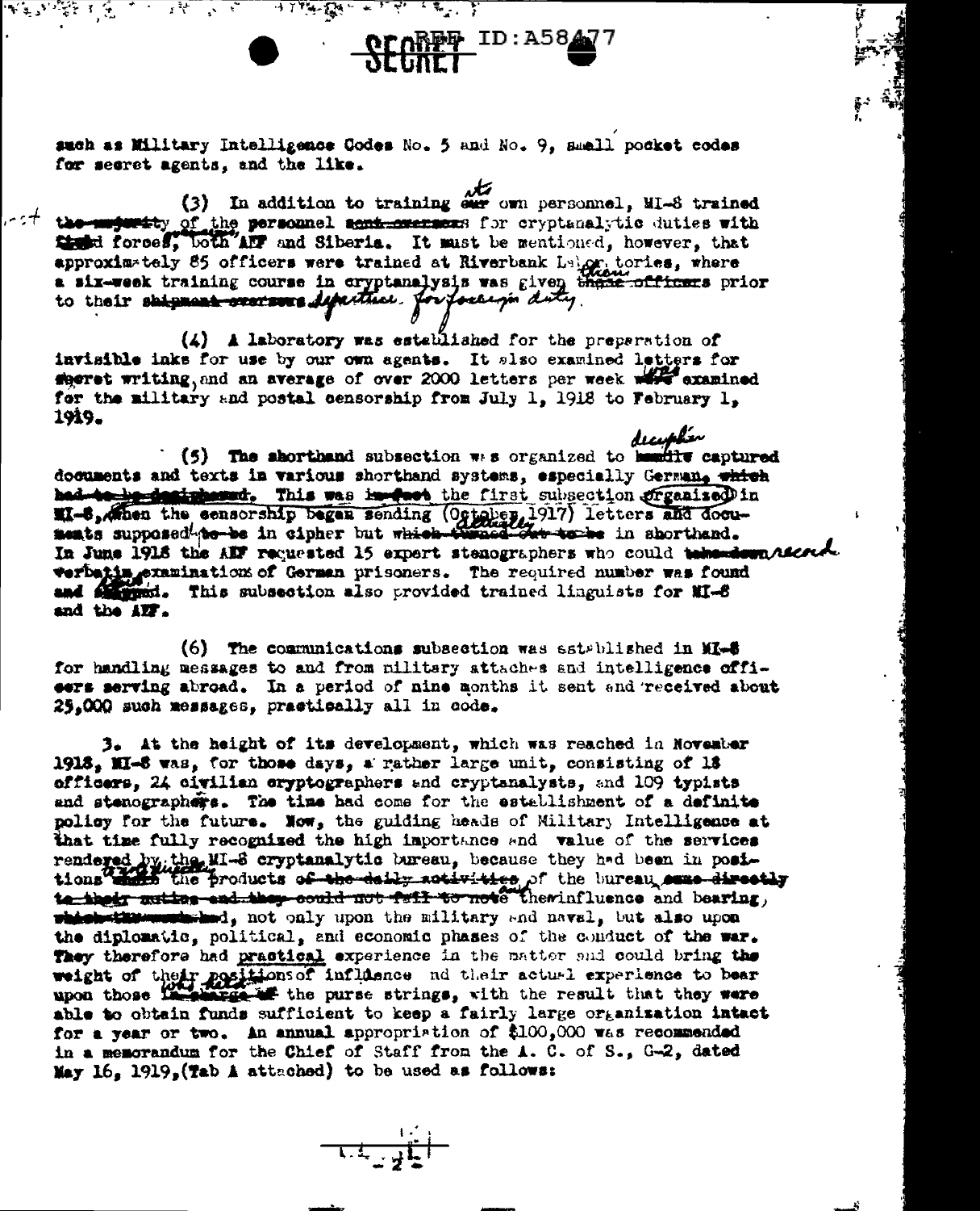such as Military Intelligence Codes No. 5 and No. 9, small pocket codes for secret agents, and the like.

(3) In addition to training its own personnel, MI-8 trained the personnel for cryptanalytic duties with forces, both AEF and Siberia. It must be mentioned, however, that approximately 85 officers were trained at Riverbank Laboratories, where a six-week training course in cryptanalysis was given them prior to their departure for foreign duty.

(4) A laboratory was established for the preparation of invisible inks for use by our own agents. It also examined letters for secret writing, and an average of over 2000 letters per week were examined for the military and postal censorship from July 1, 1918 to February 1, 1919.

(5) The shorthand subsection was organized to decipher captured documents and texts in various shorthand systems, especially German. This was the first subsection organized in MI-8, when the censorship began sending (October, 1917) letters and documents supposed in cipher but actually in shorthand. In June 1918 the AEF requested 15 expert stenographers who could record verbatim examinations of German prisoners. The required number was found and shipped. This subsection also provided trained linguists for MI-8 and the AEF.

(6) The communications subsection was established in MI-8 for handling messages to and from military attaches and intelligence officers serving abroad. In a period of nine months it sent and received about 25,000 such messages, practically all in code.

3. At the height of its development, which was reached in November 1918, MI-8 was, for those days, a rather large unit, consisting of 18 officers, 24 civilian cryptographers and cryptanalysts, and 109 typists and stenographers. The time had come for the establishment of a definite policy for the future. Now, the guiding heads of Military Intelligence at that time fully recognized the high importance and value of the services rendered by the MI-8 cryptanalytic bureau, because they had been in positions to see the products of the bureau and their influence and bearing, not only upon the military and naval, but also upon the diplomatic, political, and economic phases of the conduct of the war. They therefore had practical experience in the matter and could bring the weight of their positions of influence and their actual experience to bear upon those who held the purse strings, with the result that they were able to obtain funds sufficient to keep a fairly large organization intact for a year or two. An annual appropriation of $100,000 was recommended in a memorandum for the Chief of Staff from the A. C. of S., G-2, dated May 16, 1919, (Tab A attached) to be used as follows: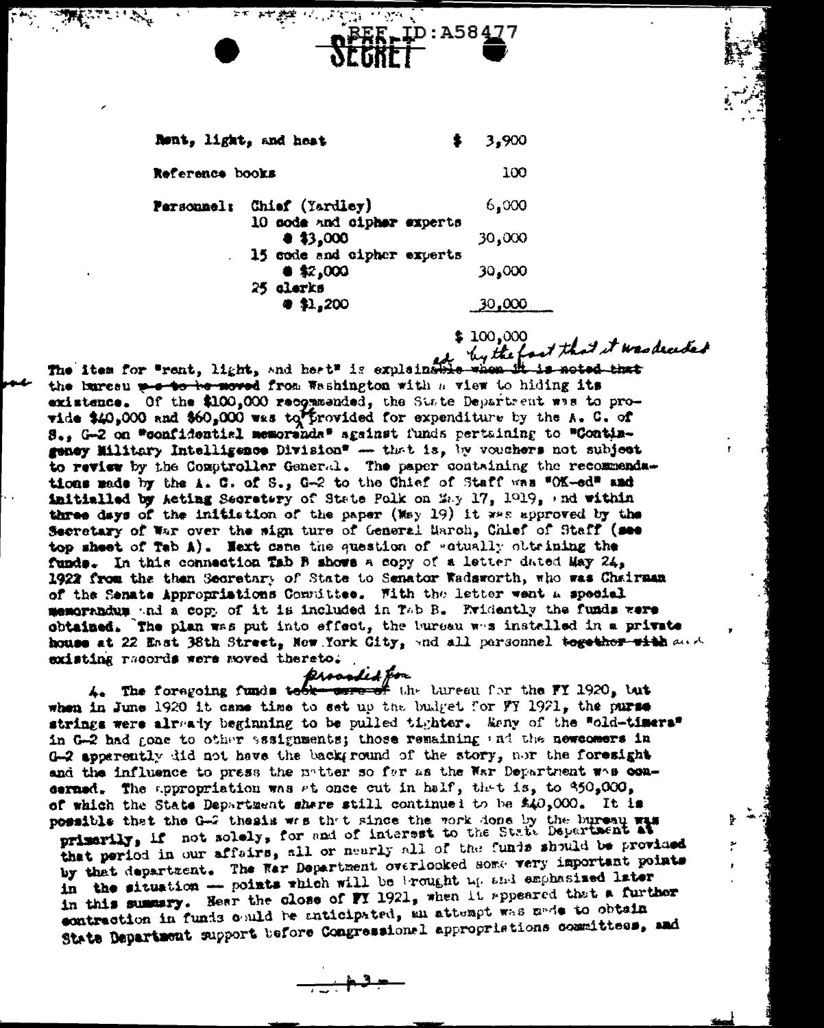REF ID:A58477

SECRET

| | | |
|---|---|---|
| Rent, light, and heat | | $ 3,900 |
| Reference books | | 100 |
| Personnel: | Chief (Yardley) | 6,000 |
| | 10 code and cipher experts @ $3,000 | 30,000 |
| | 15 code and cipher experts @ $2,000 | 30,000 |
| | 25 clerks @ $1,200 | 30,000 |
| | | $ 100,000 |

The item for "rent, light, and heat" is explained by the fact that it was decided the bureau from Washington with a view to hiding its existence. Of the $100,000 recommended, the State Department was to provide $40,000 and $60,000 was to be provided for expenditure by the A. C. of S., G-2 on "confidential memoranda" against funds pertaining to "Contingency Military Intelligence Division" — that is, by vouchers not subject to review by the Comptroller General. The paper containing the recommendations made by the A. C. of S., G-2 to the Chief of Staff was "OK-ed" and initialled by Acting Secretary of State Polk on May 17, 1919, and within three days of the initiation of the paper (May 19) it was approved by the Secretary of War over the signature of General March, Chief of Staff (see top sheet of Tab A). Next came the question of actually obtaining the funds. In this connection Tab B shows a copy of a letter dated May 24, 1922 from the then Secretary of State to Senator Wadsworth, who was Chairman of the Senate Appropriations Committee. With the letter went a special memorandum and a copy of it is included in Tab B. Evidently the funds were obtained. The plan was put into effect, the bureau was installed in a private house at 22 East 38th Street, New York City, and all personnel and existing records were moved thereto.

4\. The foregoing funds provided for the bureau for the FY 1920, but when in June 1920 it came time to set up the budget for FY 1921, the purse strings were already beginning to be pulled tighter. Many of the "old-timers" in G-2 had gone to other assignments; those remaining and the newcomers in G-2 apparently did not have the background of the story, nor the foresight and the influence to press the matter so far as the War Department was concerned. The appropriation was at once cut in half, that is, to $50,000, of which the State Department share still continued to be $40,000. It is possible that the G-2 thesis was that since the work done by the bureau was primarily, if not solely, for and of interest to the State Department at that period in our affairs, all or nearly all of the funds should be provided by that department. The War Department overlooked some very important points in the situation — points which will be brought up and emphasized later in this summary. Near the close of FY 1921, when it appeared that a further contraction in funds could be anticipated, an attempt was made to obtain State Department support before Congressional appropriations committees, and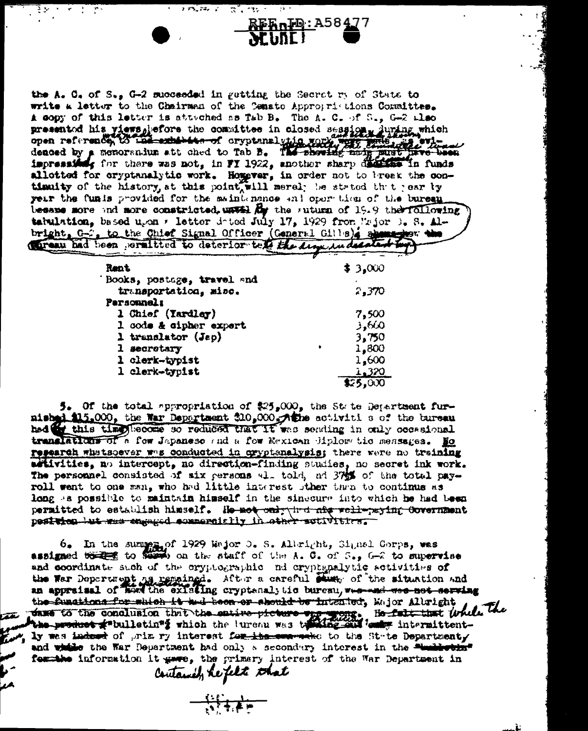REF ID:A58477

SECRET

the A. C. of S., G-2 succeeded in getting the Secretary of State to write a letter to the Chairman of the Senate Appropriations Committee. A copy of this letter is attached as Tab B. The A. C. of S., G-2 also presented his views before the committee in closed session, during which open reference was made to cryptanalytic work, as evidenced by a memorandum attached to Tab B. Apparently the committee was impressed, for there was not, in FY 1922, another sharp decrease in funds allotted for cryptanalytic work. However, in order not to break the continuity of the history, at this point it will merely be stated that year by year the funds provided for the maintenance and operation of the bureau became more and more constricted. By the autumn of 1929 the following tabulation, based upon a letter dated July 17, 1929 from Major O. S. Albright, G-2, to the Chief Signal Officer (General Gibbs), shows the bureau had been permitted to deteriorate to the degree indicated by:

| | |
|---|---|
| Rent | $ 3,000 |
| Books, postage, travel and transportation, misc. | 2,370 |
| Personnel: | |
| 1 Chief (Yardley) | 7,500 |
| 1 code & cipher expert | 3,660 |
| 1 translator (Jap) | 3,750 |
| 1 secretary | 1,800 |
| 1 clerk-typist | 1,600 |
| 1 clerk-typist | 1,320 |
| | $25,000 |

5. Of the total appropriation of $25,000, the State Department furnished $15,000, the War Department $10,000. The activities of the bureau had by this time become so reduced that it was sending in only occasional translations of a few Japanese and a few Mexican diplomatic messages. No research whatsoever was conducted in cryptanalysis; there were no training activities, no intercept, no direction-finding studies, no secret ink work. The personnel consisted of six persons all told, and 37½% of the total payroll went to one man, who had little interest other than to continue as long as possible to maintain himself in the sinecure into which he had been permitted to establish himself. ~~He not only had his well-paying Government position but was engaged commercially in other activities.~~

6. In the summer of 1929 Major O. S. Albright, Signal Corps, was assigned to duty on the staff of the A. C. of S., G-2 to supervise and coordinate such of the cryptographic and cryptanalytic activities of the War Department as remained. After a careful study of the situation and an appraisal of the operations of the existing cryptanalytic bureau, ~~was and was not serving the functions for which it had been or should be intended,~~ Major Albright came to the conclusion that ~~the entire picture was wrong.~~ ~~He felt that~~ while the ~~product~~ "bulletins" which the bureau was ~~turning out~~ issuing intermittently was of primary interest to the State Department, and the War Department had only a secondary interest in the ~~"bulletin"~~ information it gave, the primary interest of the War Department in

Certainly he felt that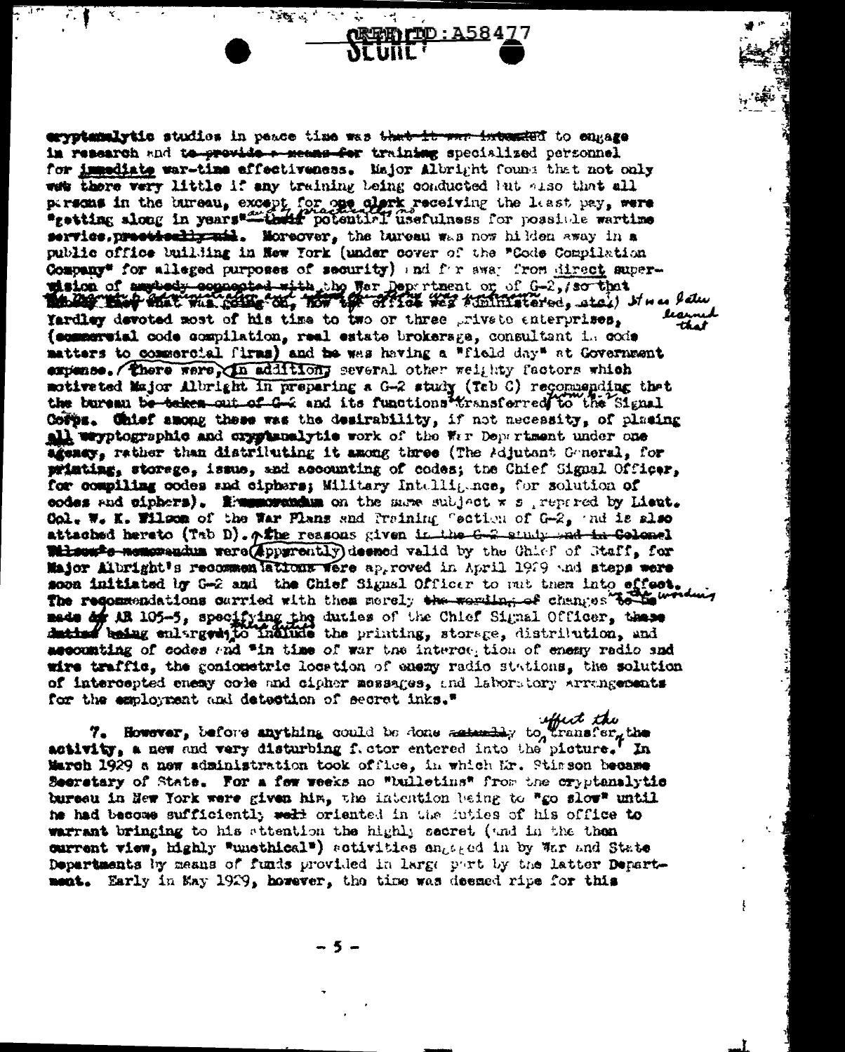cryptanalytic studies in peace time was to engage in research and training specialized personnel for immediate war-time effectiveness. Major Albright found that not only was there very little if any training being conducted but also that all persons in the bureau, except for one clerk receiving the least pay, were "getting along in years" and of practically no potential usefulness for possible wartime service. Moreover, the bureau was now hidden away in a public office building in New York (under cover of the "Code Compilation Company" for alleged purposes of security) and far away from direct supervision of anybody connected with the War Department or of G-2, so that nobody knew what was going on, how the office was administered, etc.) It was later learned that Yardley devoted most of his time to two or three private enterprises, (commercial code compilation, real estate brokerage, consultant in code matters to commercial firms) and he was having a "field day" at Government expense. There were several other weighty factors which motivated Major Albright in preparing a G-2 study (Tab C) recommending that the bureau and its functions be transferred from G-2 to the Signal Corps. Chief among these was the desirability, if not necessity, of placing all cryptographic and cryptanalytic work of the War Department under one agency, rather than distributing it among three (The Adjutant General, for printing, storage, issue, and accounting of codes; the Chief Signal Officer, for compiling codes and ciphers; Military Intelligence, for solution of codes and ciphers). A memorandum on the same subject was prepared by Lieut. Col. W. K. Wilson of the War Plans and Training Section of G-2, and is also attached hereto (Tab D). The reasons given were apparently deemed valid by the Chief of Staff, for Major Albright's recommendations were approved in April 1929 and steps were soon initiated by G-2 and the Chief Signal Officer to put them into effect. The recommendations carried with them merely changes in the wording of AR 105-5, specifying the duties of the Chief Signal Officer, these being enlarged to include the printing, storage, distribution, and accounting of codes and "in time of war the interception of enemy radio and wire traffic, the goniometric location of enemy radio stations, the solution of intercepted enemy code and cipher messages, and laboratory arrangements for the employment and detection of secret inks."

7. However, before anything could be done to effect the transfer of the activity, a new and very disturbing factor entered into the picture. In March 1929 a new administration took office, in which Mr. Stimson became Secretary of State. For a few weeks no "bulletins" from the cryptanalytic bureau in New York were given him, the intention being to "go slow" until he had become sufficiently oriented in the duties of his office to warrant bringing to his attention the highly secret (and in the then current view, highly "unethical") activities engaged in by War and State Departments by means of funds provided in large part by the latter Department. Early in May 1929, however, the time was deemed ripe for this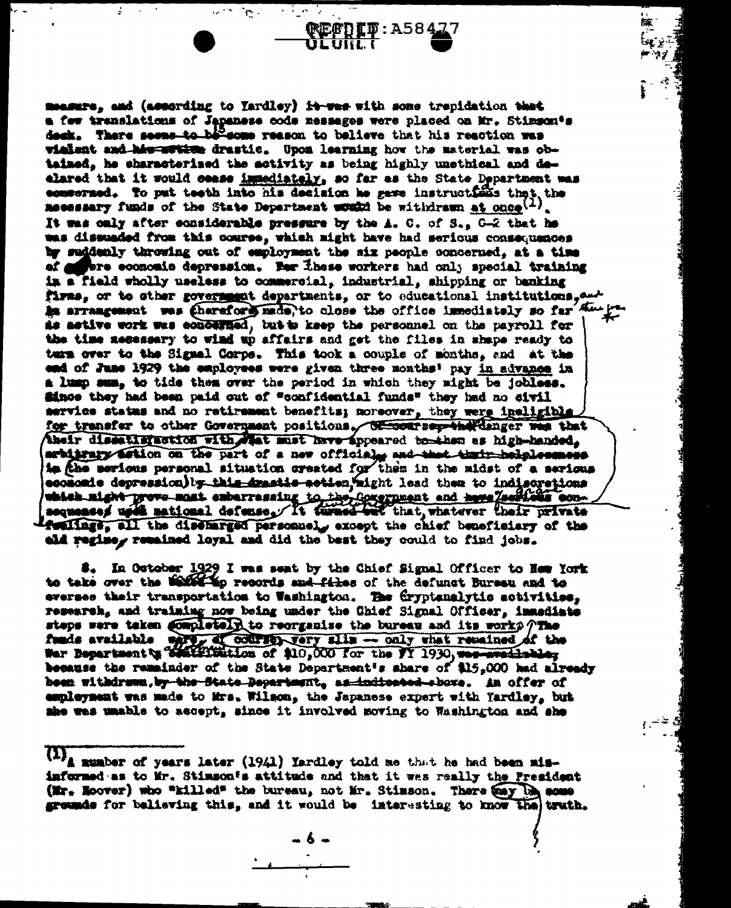measure, and (according to Yardley) it was with some trepidation that a few translations of Japanese code messages were placed on Mr. Stimson's desk. There seems to be some reason to believe that his reaction was violent and his action drastic. Upon learning how the material was obtained, he characterized the activity as being highly unethical and declared that it would cease immediately, so far as the State Department was concerned. To put teeth into his decision he gave instructions that the necessary funds of the State Department would be withdrawn at once[1]. It was only after considerable pressure by the A. C. of S., G-2 that he was dissuaded from this course, which might have had serious consequences by suddenly throwing out of employment the six people concerned, at a time of severe economic depression. For these workers had only special training in a field wholly useless to commercial, industrial, shipping or banking firms, or to other government departments, or to educational institutions, and an arrangement was therefore made, to close the office immediately so far as active work was concerned, but to keep the personnel on the payroll for the time necessary to wind up affairs and get the files in shape ready to turn over to the Signal Corps. This took a couple of months, and at the end of June 1929 the employees were given three months' pay in advance in a lump sum, to tide them over the period in which they might be jobless. Since they had been paid out of "confidential funds" they had no civil service status and no retirement benefits; moreover, they were ineligible for transfer to other Government positions. Of course, the danger was that their dissatisfaction with what must have appeared to them as high-handed, arbitrary action on the part of a new official, and that their helplessness in the serious personal situation created for them in the midst of a serious economic depression by this drastic action, might lead them to indiscretions which might prove most embarrassing to the Government and have serious consequences upon national defense. It turned out that, whatever their private feelings, all the discharged personnel, except the chief beneficiary of the old regime, remained loyal and did the best they could to find jobs.

8. In October 1929 I was sent by the Chief Signal Officer to New York to take over the boxed up records and files of the defunct Bureau and to oversee their transportation to Washington. The Cryptanalytic activities, research, and training now being under the Chief Signal Officer, immediate steps were taken completely to reorganize the bureau and its work. The funds available were, of course, very slim — only what remained of the War Department's contribution of $10,000 for the FY 1930, was available, because the remainder of the State Department's share of $15,000 had already been withdrawn, by the State Department, as indicated above. An offer of employment was made to Mrs. Wilson, the Japanese expert with Yardley, but she was unable to accept, since it involved moving to Washington and she

---

[1] A number of years later (1941) Yardley told me that he had been misinformed as to Mr. Stimson's attitude and that it was really the President (Mr. Hoover) who "killed" the bureau, not Mr. Stimson. There may be some grounds for believing this, and it would be interesting to know the truth.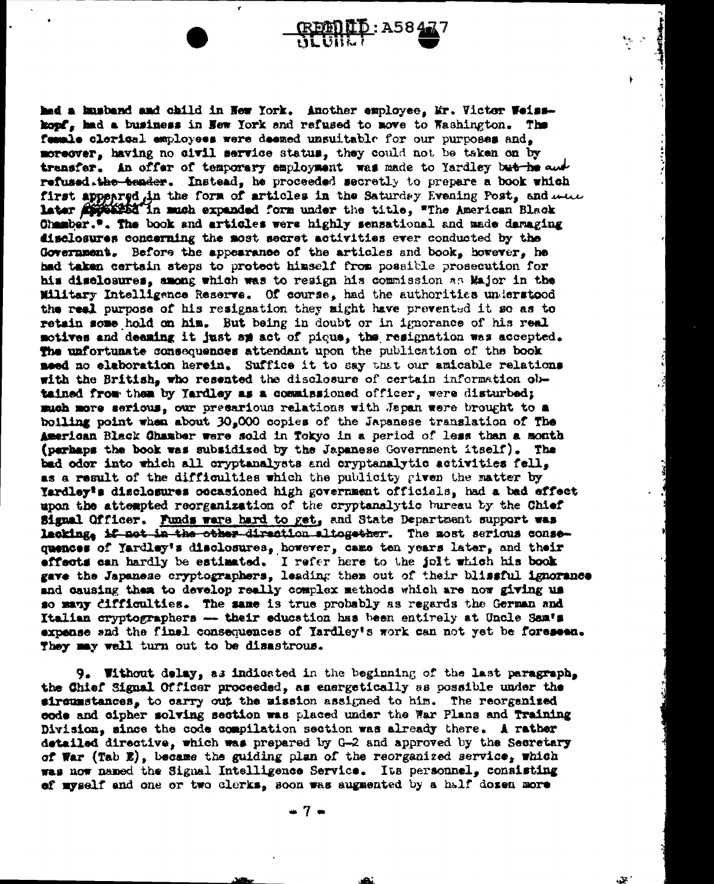had a husband and child in New York. Another employee, Mr. Victor Weisskopf, had a business in New York and refused to move to Washington. The female clerical employees were deemed unsuitable for our purposes and, moreover, having no civil service status, they could not be taken on by transfer. An offer of temporary employment was made to Yardley ~~but he~~ and refused ~~the tender~~. Instead, he proceeded secretly to prepare a book which first appeared in the form of articles in the Saturday Evening Post, and was later published in much expanded form under the title, "The American Black Chamber.". The book and articles were highly sensational and made damaging disclosures concerning the most secret activities ever conducted by the Government. Before the appearance of the articles and book, however, he had taken certain steps to protect himself from possible prosecution for his disclosures, among which was to resign his commission as Major in the Military Intelligence Reserve. Of course, had the authorities understood the real purpose of his resignation they might have prevented it so as to retain some hold on him. But being in doubt or in ignorance of his real motives and deeming it just an act of pique, the resignation was accepted. The unfortunate consequences attendant upon the publication of the book need no elaboration herein. Suffice it to say that our amicable relations with the British, who resented the disclosure of certain information obtained from them by Yardley as a commissioned officer, were disturbed; much more serious, our precarious relations with Japan were brought to a boiling point when about 30,000 copies of the Japanese translation of The American Black Chamber were sold in Tokyo in a period of less than a month (perhaps the book was subsidized by the Japanese Government itself). The bad odor into which all cryptanalysts and cryptanalytic activities fell, as a result of the difficulties which the publicity given the matter by Yardley's disclosures occasioned high government officials, had a bad effect upon the attempted reorganization of the cryptanalytic bureau by the Chief Signal Officer. Funds were hard to get, and State Department support was lacking, ~~if not in the other direction altogether~~. The most serious consequences of Yardley's disclosures, however, came ten years later, and their effects can hardly be estimated. I refer here to the jolt which his book gave the Japanese cryptographers, leading them out of their blissful ignorance and causing them to develop really complex methods which are now giving us so many difficulties. The same is true probably as regards the German and Italian cryptographers — their education has been entirely at Uncle Sam's expense and the final consequences of Yardley's work can not yet be foreseen. They may well turn out to be disastrous.

9. Without delay, as indicated in the beginning of the last paragraph, the Chief Signal Officer proceeded, as energetically as possible under the circumstances, to carry out the mission assigned to him. The reorganized code and cipher solving section was placed under the War Plans and Training Division, since the code compilation section was already there. A rather detailed directive, which was prepared by G-2 and approved by the Secretary of War (Tab E), became the guiding plan of the reorganized service, which was now named the Signal Intelligence Service. Its personnel, consisting of myself and one or two clerks, soon was augmented by a half dozen more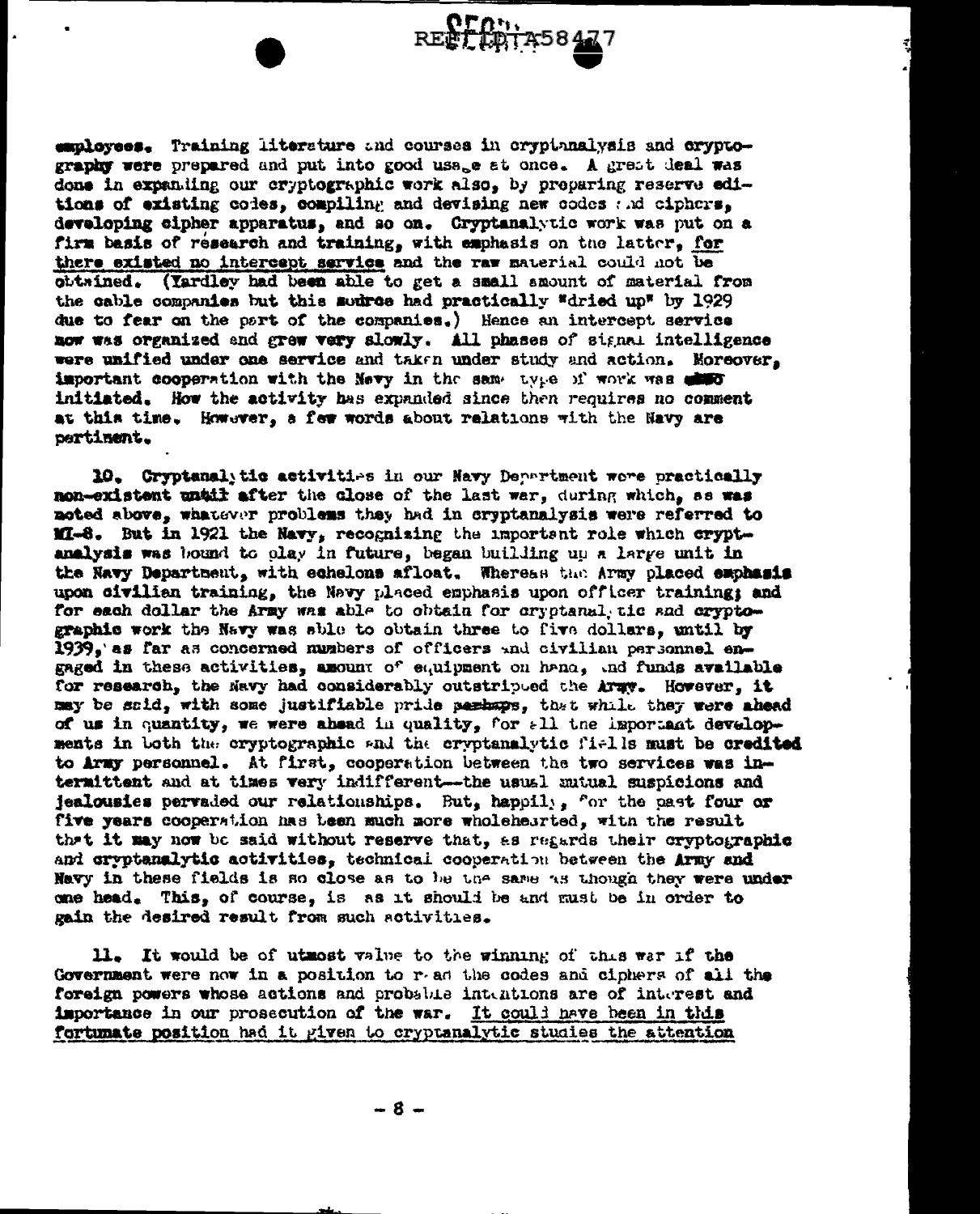employees. Training literature and courses in cryptanalysis and cryptography were prepared and put into good usage at once. A great deal was done in expanding our cryptographic work also, by preparing reserve editions of existing codes, compiling and devising new codes and ciphers, developing cipher apparatus, and so on. Cryptanalytic work was put on a firm basis of research and training, with emphasis on the latter, for there existed no intercept service and the raw material could not be obtained. (Yardley had been able to get a small amount of material from the cable companies but this source had practically "dried up" by 1929 due to fear on the part of the companies.) Hence an intercept service now was organized and grew very slowly. All phases of signal intelligence were unified under one service and taken under study and action. Moreover, important cooperation with the Navy in the same type of work was also initiated. How the activity has expanded since then requires no comment at this time. However, a few words about relations with the Navy are pertinent.

10. Cryptanalytic activities in our Navy Department were practically non-existent until after the close of the last war, during which, as was noted above, whatever problems they had in cryptanalysis were referred to MI-8. But in 1921 the Navy, recognizing the important role which cryptanalysis was bound to play in future, began building up a large unit in the Navy Department, with echelons afloat. Whereas the Army placed emphasis upon civilian training, the Navy placed emphasis upon officer training; and for each dollar the Army was able to obtain for cryptanalytic and cryptographic work the Navy was able to obtain three to five dollars, until by 1939, as far as concerned numbers of officers and civilian personnel engaged in these activities, amount of equipment on hand, and funds available for research, the Navy had considerably outstripped the Army. However, it may be said, with some justifiable pride perhaps, that while they were ahead of us in quantity, we were ahead in quality, for all the important developments in both the cryptographic and the cryptanalytic fields must be credited to Army personnel. At first, cooperation between the two services was intermittent and at times very indifferent—the usual mutual suspicions and jealousies pervaded our relationships. But, happily, for the past four or five years cooperation has been much more wholehearted, with the result that it may now be said without reserve that, as regards their cryptographic and cryptanalytic activities, technical cooperation between the Army and Navy in these fields is so close as to be the same as though they were under one head. This, of course, is as it should be and must be in order to gain the desired result from such activities.

11. It would be of utmost value to the winning of this war if the Government were now in a position to read the codes and ciphers of all the foreign powers whose actions and probable intentions are of interest and importance in our prosecution of the war. It could have been in this fortunate position had it given to cryptanalytic studies the attention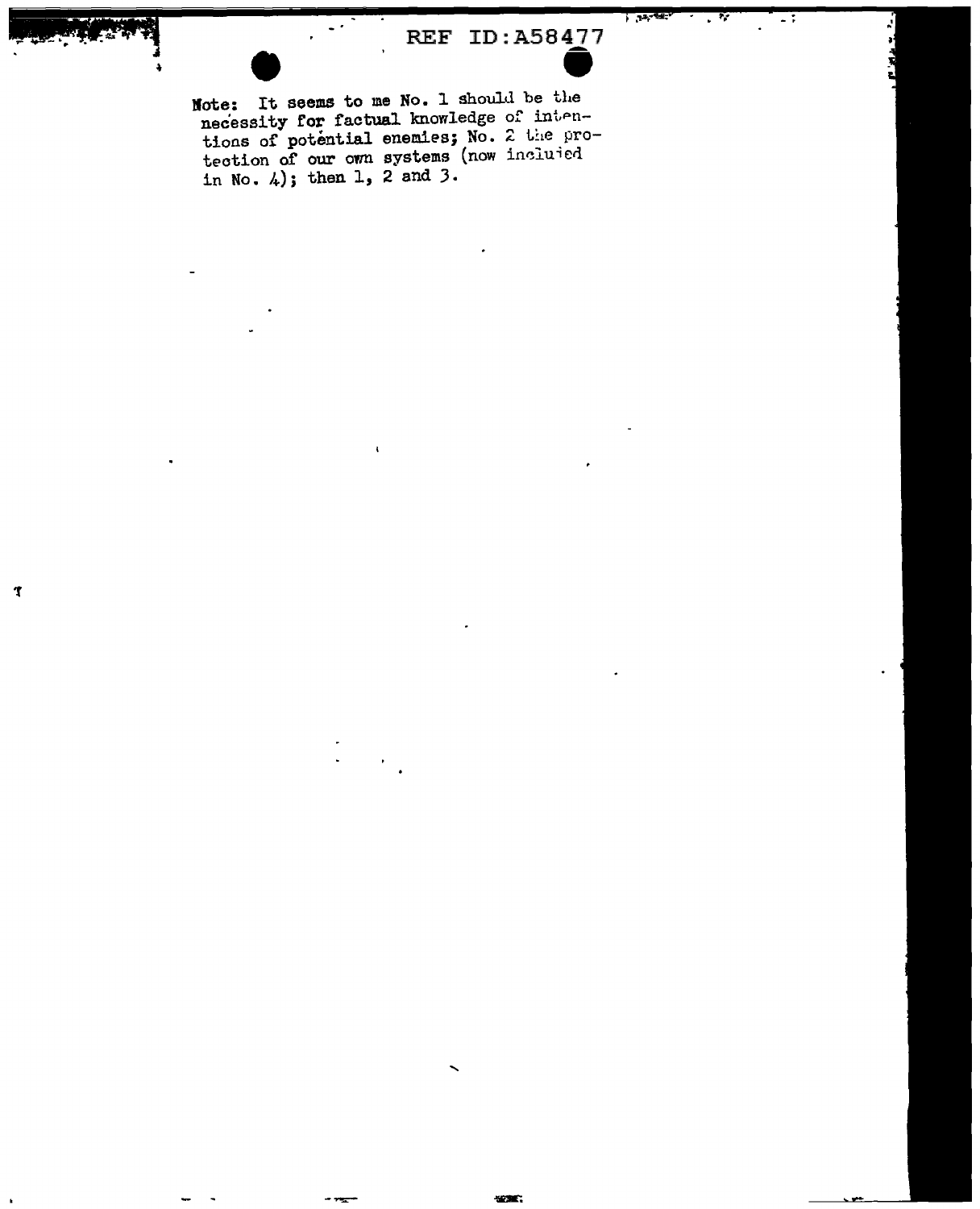Note: It seems to me No. 1 should be the necessity for factual knowledge of intentions of potential enemies; No. 2 the protection of our own systems (now included in No. 4); then 1, 2 and 3.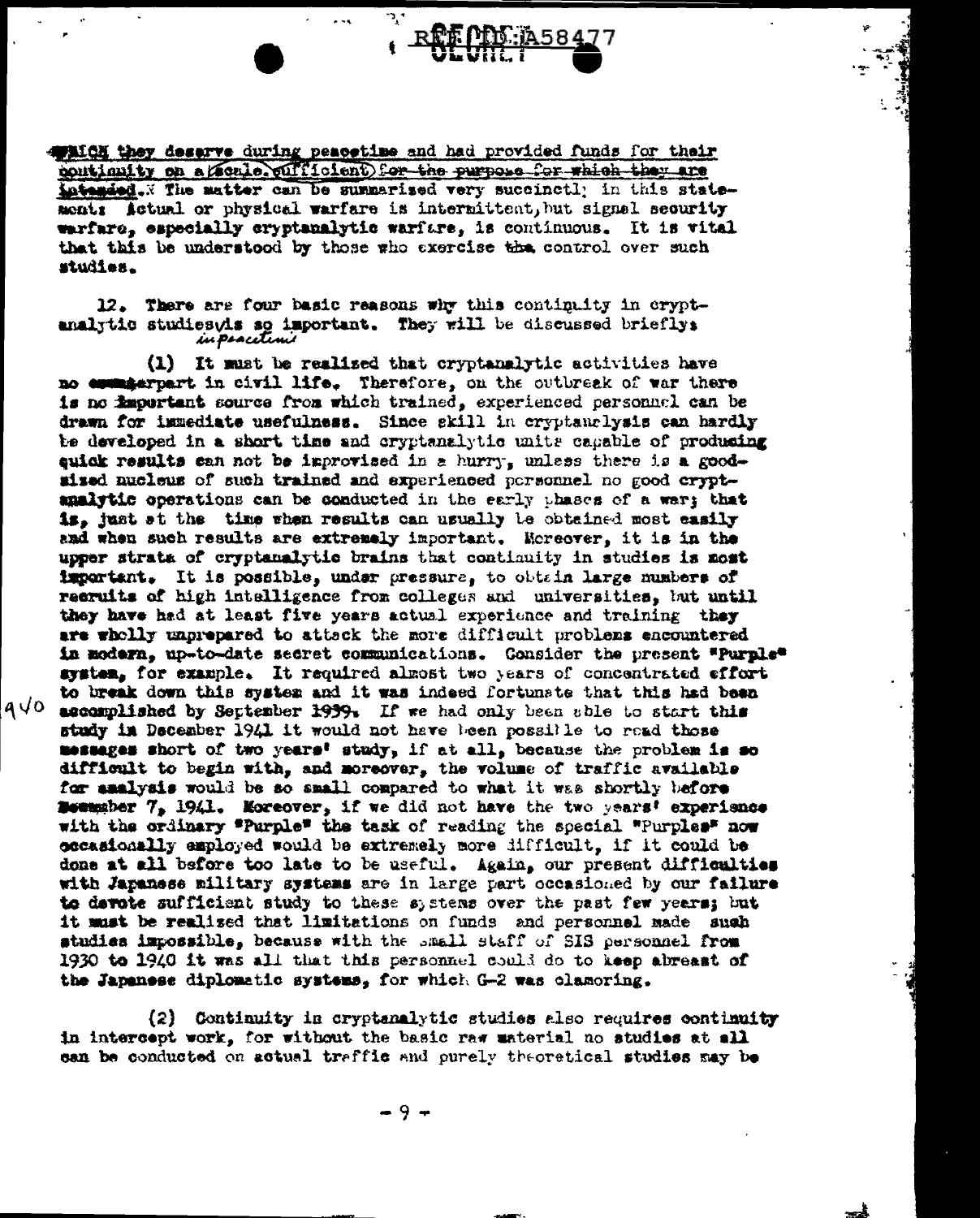WHICH they deserve during peacetime and had provided funds for their continuity on a scale sufficient for the purpose for which they are intended. The matter can be summarized very succinctly in this statement: Actual or physical warfare is intermittent, but signal security warfare, especially cryptanalytic warfare, is continuous. It is vital that this be understood by those who exercise the control over such studies.

12. There are four basic reasons why this continuity in cryptanalytic studies in peacetime is so important. They will be discussed briefly:

(1) It must be realized that cryptanalytic activities have no counterpart in civil life. Therefore, on the outbreak of war there is no important source from which trained, experienced personnel can be drawn for immediate usefulness. Since skill in cryptanalysis can hardly be developed in a short time and cryptanalytic units capable of producing quick results can not be improvised in a hurry, unless there is a good-sized nucleus of such trained and experienced personnel no good cryptanalytic operations can be conducted in the early phases of a war; that is, just at the time when results can usually be obtained most easily and when such results are extremely important. Moreover, it is in the upper strata of cryptanalytic brains that continuity in studies is most important. It is possible, under pressure, to obtain large numbers of recruits of high intelligence from colleges and universities, but until they have had at least five years actual experience and training they are wholly unprepared to attack the more difficult problems encountered in modern, up-to-date secret communications. Consider the present "Purple" system, for example. It required almost two years of concentrated effort to break down this system and it was indeed fortunate that this had been accomplished by September 1939. If we had only been able to start this study in December 1941 it would not have been possible to read those messages short of two years' study, if at all, because the problem is so difficult to begin with, and moreover, the volume of traffic available for analysis would be so small compared to what it was shortly before December 7, 1941. Moreover, if we did not have the two years' experience with the ordinary "Purple" the task of reading the special "Purples" now occasionally employed would be extremely more difficult, if it could be done at all before too late to be useful. Again, our present difficulties with Japanese military systems are in large part occasioned by our failure to devote sufficient study to these systems over the past few years; but it must be realized that limitations on funds and personnel made such studies impossible, because with the small staff of SIS personnel from 1930 to 1940 it was all that this personnel could do to keep abreast of the Japanese diplomatic systems, for which G-2 was clamoring.

(2) Continuity in cryptanalytic studies also requires continuity in intercept work, for without the basic raw material no studies at all can be conducted on actual traffic and purely theoretical studies may be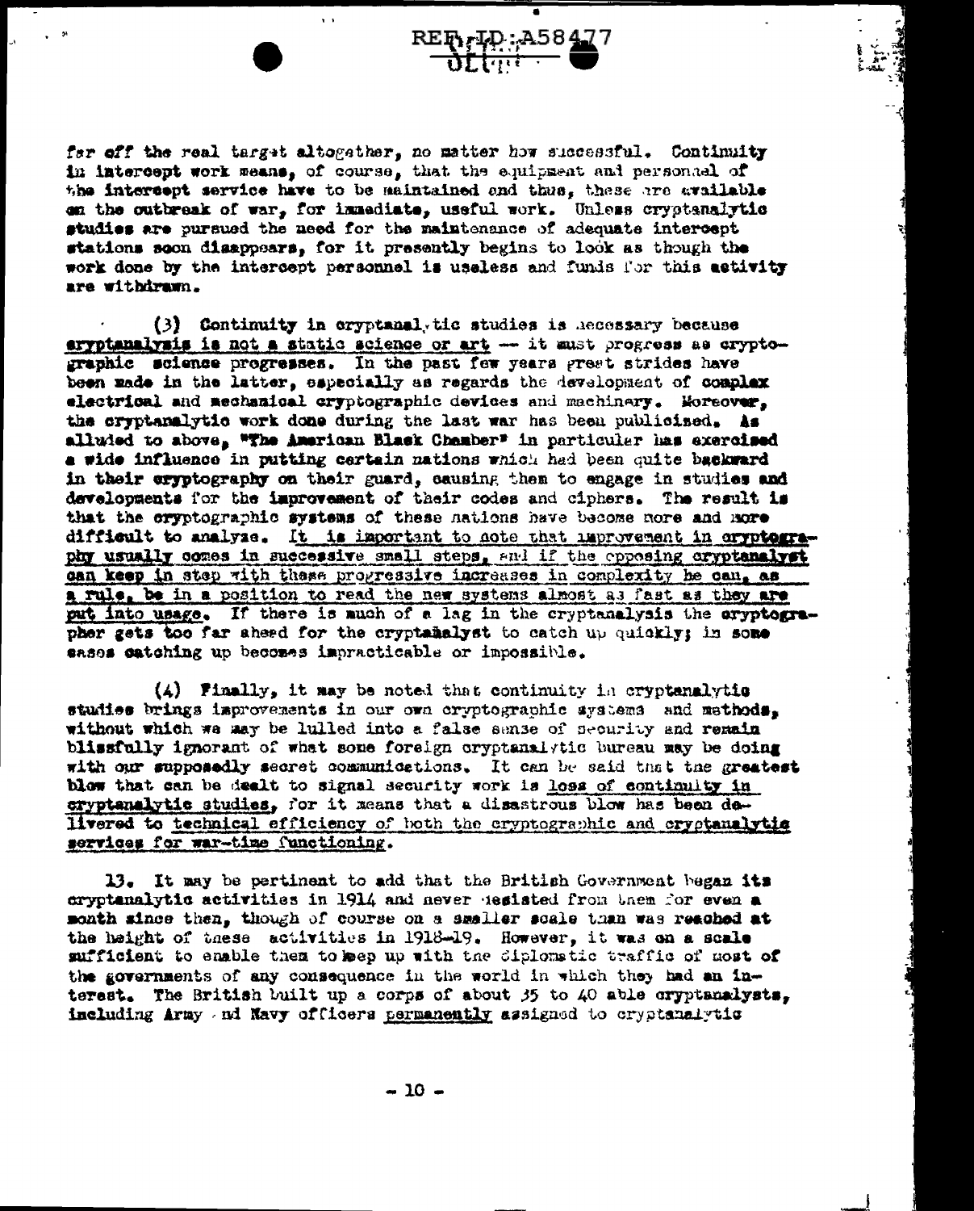far off the real target altogether, no matter how successful. Continuity in intercept work means, of course, that the equipment and personnel of the intercept service have to be maintained and thus, these are available on the outbreak of war, for immediate, useful work. Unless cryptanalytic studies are pursued the need for the maintenance of adequate intercept stations soon disappears, for it presently begins to look as though the work done by the intercept personnel is useless and funds for this activity are withdrawn.

(3) Continuity in cryptanalytic studies is necessary because cryptanalysis is not a static science or art — it must progress as cryptographic science progresses. In the past few years great strides have been made in the latter, especially as regards the development of complex electrical and mechanical cryptographic devices and machinery. Moreover, the cryptanalytic work done during the last war has been publicised. As alluded to above, "The American Black Chamber" in particular has exercised a wide influence in putting certain nations which had been quite backward in their cryptography on their guard, causing them to engage in studies and developments for the improvement of their codes and ciphers. The result is that the cryptographic systems of these nations have become more and more difficult to analyze. It is important to note that improvement in cryptography usually comes in successive small steps, and if the opposing cryptanalyst can keep in step with these progressive increases in complexity he can, as a rule, be in a position to read the new systems almost as fast as they are put into usage. If there is much of a lag in the cryptanalysis the cryptographer gets too far ahead for the cryptanalyst to catch up quickly; in some cases catching up becomes impracticable or impossible.

(4) Finally, it may be noted that continuity in cryptanalytic studies brings improvements in our own cryptographic systems and methods, without which we may be lulled into a false sense of security and remain blissfully ignorant of what some foreign cryptanalytic bureau may be doing with our supposedly secret communications. It can be said that the greatest blow that can be dealt to signal security work is loss of continuity in cryptanalytic studies, for it means that a disastrous blow has been delivered to technical efficiency of both the cryptographic and cryptanalytic services for war-time functioning.

13. It may be pertinent to add that the British Government began its cryptanalytic activities in 1914 and never desisted from them for even a month since then, though of course on a smaller scale than was reached at the height of these activities in 1918-19. However, it was on a scale sufficient to enable them to keep up with the diplomatic traffic of most of the governments of any consequence in the world in which they had an interest. The British built up a corps of about 35 to 40 able cryptanalysts, including Army and Navy officers permanently assigned to cryptanalytic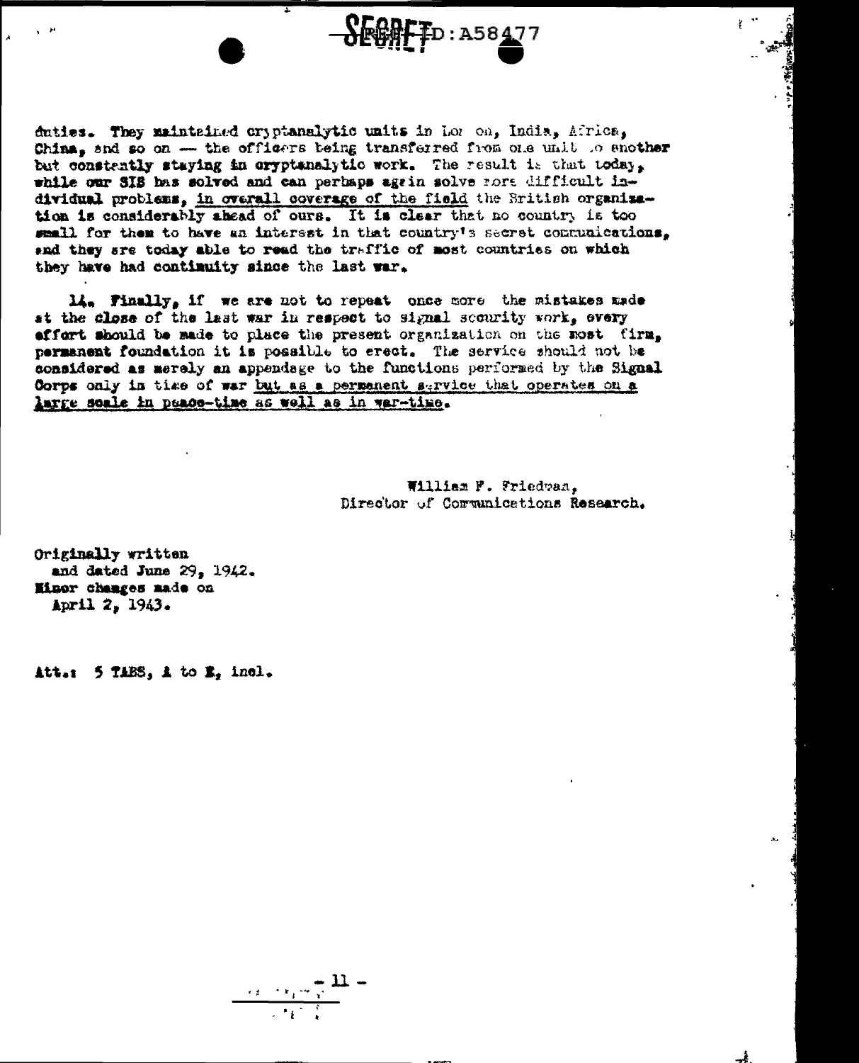duties. They maintained cryptanalytic units in London, India, Africa, China, and so on — the officers being transferred from one unit to another but constantly staying in cryptanalytic work. The result is that today, while our SIS has solved and can perhaps again solve more difficult individual problems, in overall coverage of the field the British organization is considerably ahead of ours. It is clear that no country is too small for them to have an interest in that country's secret communications, and they are today able to read the traffic of most countries on which they have had continuity since the last war.

14. Finally, if we are not to repeat once more the mistakes made at the close of the last war in respect to signal security work, every effort should be made to place the present organization on the most firm, permanent foundation it is possible to erect. The service should not be considered as merely an appendage to the functions performed by the Signal Corps only in time of war but as a permanent service that operates on a large scale in peace-time as well as in war-time.

William F. Friedman,
Director of Communications Research.

Originally written
and dated June 29, 1942.
Minor changes made on
April 2, 1943.

Att.: 5 TABS, A to E, incl.